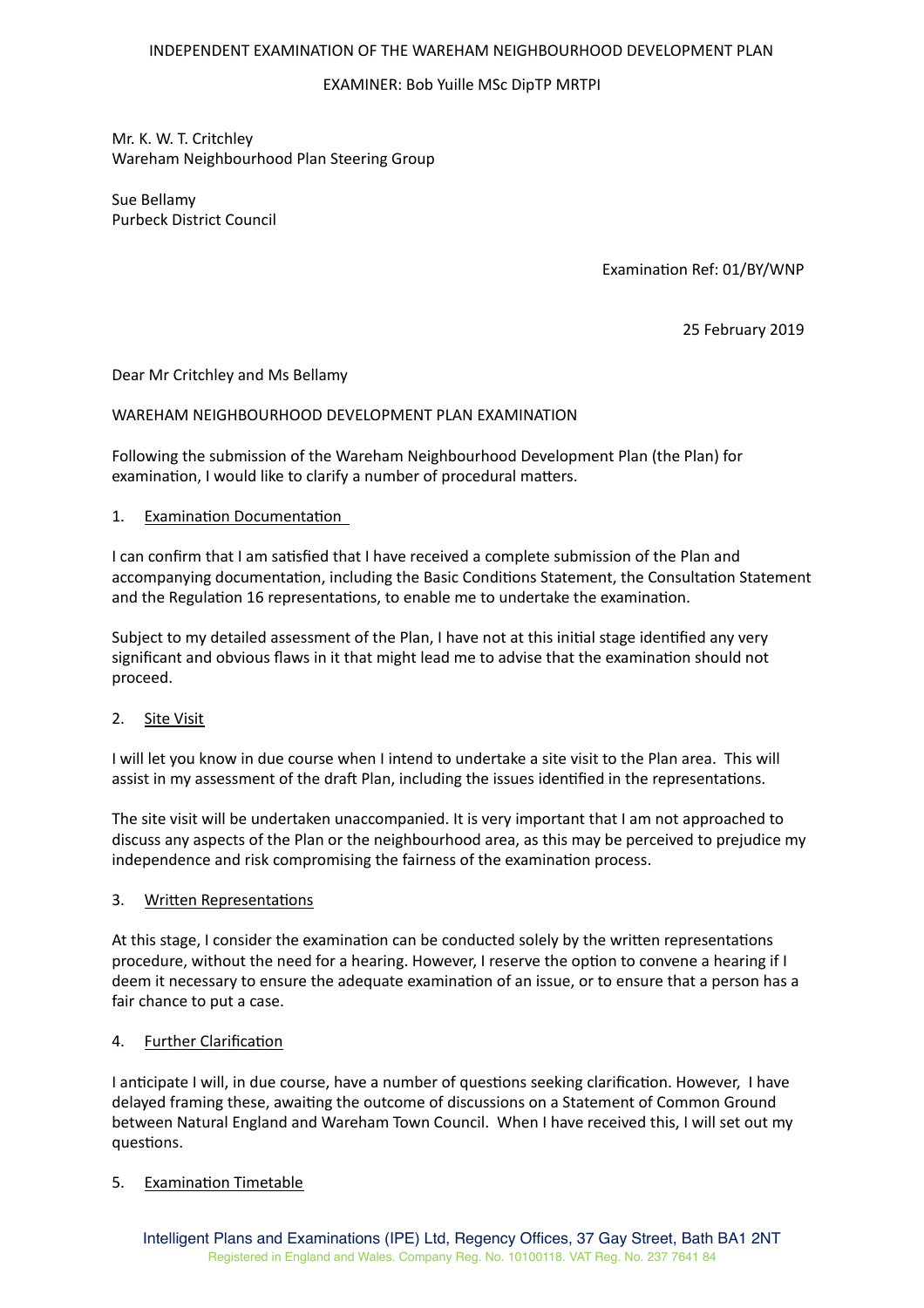INDEPENDENT EXAMINATION OF THE WAREHAM NEIGHBOURHOOD DEVELOPMENT PLAN

EXAMINER: Bob Yuille MSc DipTP MRTPI

Mr. K. W. T. Critchley
Wareham Neighbourhood Plan Steering Group

Sue Bellamy
Purbeck District Council

Examination Ref: 01/BY/WNP

25 February 2019

Dear Mr Critchley and Ms Bellamy

WAREHAM NEIGHBOURHOOD DEVELOPMENT PLAN EXAMINATION

Following the submission of the Wareham Neighbourhood Development Plan (the Plan) for examination, I would like to clarify a number of procedural matters.

1. Examination Documentation

I can confirm that I am satisfied that I have received a complete submission of the Plan and accompanying documentation, including the Basic Conditions Statement, the Consultation Statement and the Regulation 16 representations, to enable me to undertake the examination.

Subject to my detailed assessment of the Plan, I have not at this initial stage identified any very significant and obvious flaws in it that might lead me to advise that the examination should not proceed.

2. Site Visit

I will let you know in due course when I intend to undertake a site visit to the Plan area. This will assist in my assessment of the draft Plan, including the issues identified in the representations.

The site visit will be undertaken unaccompanied. It is very important that I am not approached to discuss any aspects of the Plan or the neighbourhood area, as this may be perceived to prejudice my independence and risk compromising the fairness of the examination process.

3. Written Representations

At this stage, I consider the examination can be conducted solely by the written representations procedure, without the need for a hearing. However, I reserve the option to convene a hearing if I deem it necessary to ensure the adequate examination of an issue, or to ensure that a person has a fair chance to put a case.

4. Further Clarification

I anticipate I will, in due course, have a number of questions seeking clarification. However, I have delayed framing these, awaiting the outcome of discussions on a Statement of Common Ground between Natural England and Wareham Town Council. When I have received this, I will set out my questions.

5. Examination Timetable

Intelligent Plans and Examinations (IPE) Ltd, Regency Offices, 37 Gay Street, Bath BA1 2NT
Registered in England and Wales. Company Reg. No. 10100118. VAT Reg. No. 237 7641 84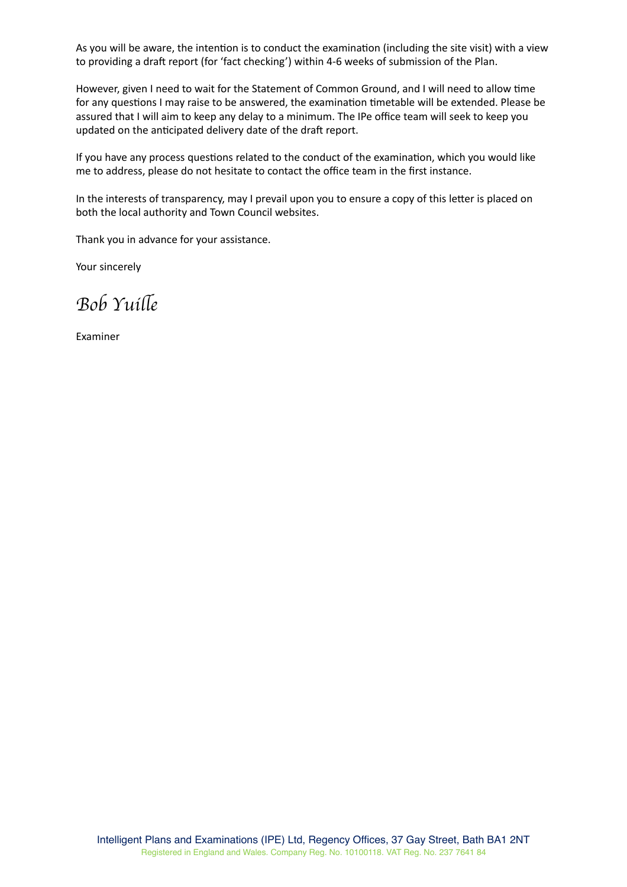As you will be aware, the intention is to conduct the examination (including the site visit) with a view to providing a draft report (for 'fact checking') within 4-6 weeks of submission of the Plan.

However, given I need to wait for the Statement of Common Ground, and I will need to allow time for any questions I may raise to be answered, the examination timetable will be extended. Please be assured that I will aim to keep any delay to a minimum. The IPe office team will seek to keep you updated on the anticipated delivery date of the draft report.

If you have any process questions related to the conduct of the examination, which you would like me to address, please do not hesitate to contact the office team in the first instance.

In the interests of transparency, may I prevail upon you to ensure a copy of this letter is placed on both the local authority and Town Council websites.

Thank you in advance for your assistance.

Your sincerely

*Bob Yuille*

Examiner

Intelligent Plans and Examinations (IPE) Ltd, Regency Offices, 37 Gay Street, Bath BA1 2NT
Registered in England and Wales. Company Reg. No. 10100118. VAT Reg. No. 237 7641 84